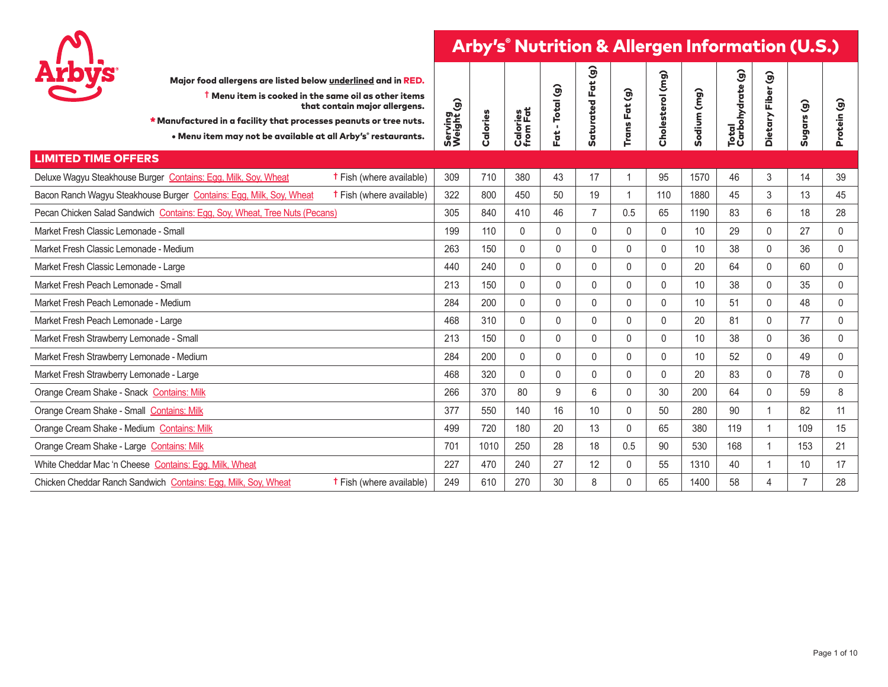# Arby's® Nutrition & Allergen Information (U.S.)

**Major food allergens are listed below underlined and in RED.**

**† Menu item is cooked in the same oil as other items that contain major allergens.**

**\* Manufactured in a facility that processes peanuts or tree nuts.**

**• Menu item may not be available at all Arby's® restaurants.**

| | Serving Weight (g) | Calories | Calories from Fat | Fat - Total (g) | Saturated Fat (g) | Trans Fat (g) | Cholesterol (mg) | Sodium (mg) | Total Carbohydrate (g) | Dietary Fiber (g) | Sugars (g) | Protein (g) |
|---|---|---|---|---|---|---|---|---|---|---|---|---|
| **LIMITED TIME OFFERS** | | | | | | | | | | | | |
| Deluxe Wagyu Steakhouse Burger Contains: Egg, Milk, Soy, Wheat † Fish (where available) | 309 | 710 | 380 | 43 | 17 | 1 | 95 | 1570 | 46 | 3 | 14 | 39 |
| Bacon Ranch Wagyu Steakhouse Burger Contains: Egg, Milk, Soy, Wheat † Fish (where available) | 322 | 800 | 450 | 50 | 19 | 1 | 110 | 1880 | 45 | 3 | 13 | 45 |
| Pecan Chicken Salad Sandwich Contains: Egg, Soy, Wheat, Tree Nuts (Pecans) | 305 | 840 | 410 | 46 | 7 | 0.5 | 65 | 1190 | 83 | 6 | 18 | 28 |
| Market Fresh Classic Lemonade - Small | 199 | 110 | 0 | 0 | 0 | 0 | 0 | 10 | 29 | 0 | 27 | 0 |
| Market Fresh Classic Lemonade - Medium | 263 | 150 | 0 | 0 | 0 | 0 | 0 | 10 | 38 | 0 | 36 | 0 |
| Market Fresh Classic Lemonade - Large | 440 | 240 | 0 | 0 | 0 | 0 | 0 | 20 | 64 | 0 | 60 | 0 |
| Market Fresh Peach Lemonade - Small | 213 | 150 | 0 | 0 | 0 | 0 | 0 | 10 | 38 | 0 | 35 | 0 |
| Market Fresh Peach Lemonade - Medium | 284 | 200 | 0 | 0 | 0 | 0 | 0 | 10 | 51 | 0 | 48 | 0 |
| Market Fresh Peach Lemonade - Large | 468 | 310 | 0 | 0 | 0 | 0 | 0 | 20 | 81 | 0 | 77 | 0 |
| Market Fresh Strawberry Lemonade - Small | 213 | 150 | 0 | 0 | 0 | 0 | 0 | 10 | 38 | 0 | 36 | 0 |
| Market Fresh Strawberry Lemonade - Medium | 284 | 200 | 0 | 0 | 0 | 0 | 0 | 10 | 52 | 0 | 49 | 0 |
| Market Fresh Strawberry Lemonade - Large | 468 | 320 | 0 | 0 | 0 | 0 | 0 | 20 | 83 | 0 | 78 | 0 |
| Orange Cream Shake - Snack Contains: Milk | 266 | 370 | 80 | 9 | 6 | 0 | 30 | 200 | 64 | 0 | 59 | 8 |
| Orange Cream Shake - Small Contains: Milk | 377 | 550 | 140 | 16 | 10 | 0 | 50 | 280 | 90 | 1 | 82 | 11 |
| Orange Cream Shake - Medium Contains: Milk | 499 | 720 | 180 | 20 | 13 | 0 | 65 | 380 | 119 | 1 | 109 | 15 |
| Orange Cream Shake - Large Contains: Milk | 701 | 1010 | 250 | 28 | 18 | 0.5 | 90 | 530 | 168 | 1 | 153 | 21 |
| White Cheddar Mac 'n Cheese Contains: Egg, Milk, Wheat | 227 | 470 | 240 | 27 | 12 | 0 | 55 | 1310 | 40 | 1 | 10 | 17 |
| Chicken Cheddar Ranch Sandwich Contains: Egg, Milk, Soy, Wheat † Fish (where available) | 249 | 610 | 270 | 30 | 8 | 0 | 65 | 1400 | 58 | 4 | 7 | 28 |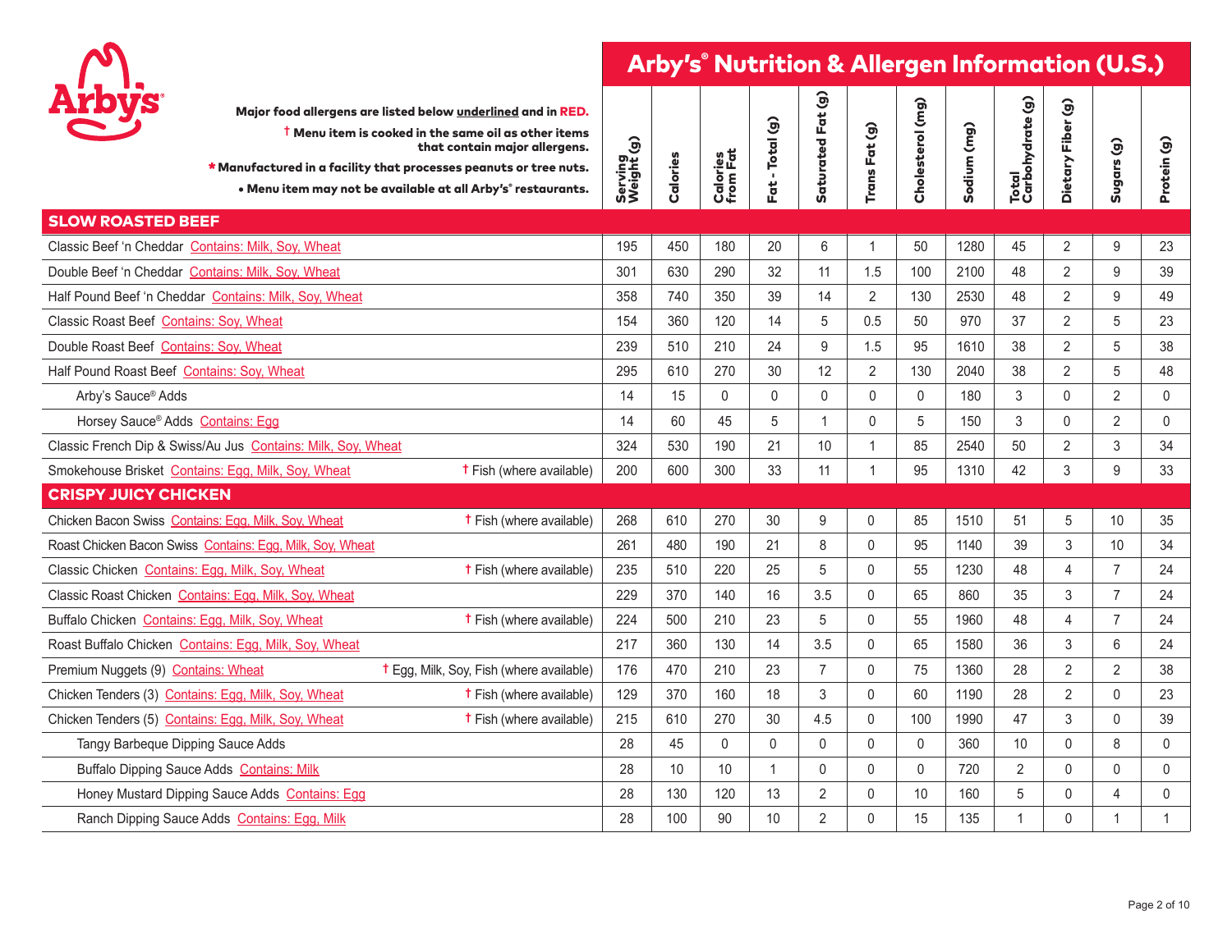# Arby's® Nutrition & Allergen Information (U.S.)

**Major food allergens are listed below underlined and in RED.**

**† Menu item is cooked in the same oil as other items that contain major allergens.**

**\* Manufactured in a facility that processes peanuts or tree nuts.**

**• Menu item may not be available at all Arby's® restaurants.**

| Menu Item | Allergens | Serving Weight (g) | Calories | Calories from Fat | Fat - Total (g) | Saturated Fat (g) | Trans Fat (g) | Cholesterol (mg) | Sodium (mg) | Total Carbohydrate (g) | Dietary Fiber (g) | Sugars (g) | Protein (g) |
|---|---|---|---|---|---|---|---|---|---|---|---|---|---|
| **SLOW ROASTED BEEF** | | | | | | | | | | | | | |
| Classic Beef 'n Cheddar Contains: Milk, Soy, Wheat | | 195 | 450 | 180 | 20 | 6 | 1 | 50 | 1280 | 45 | 2 | 9 | 23 |
| Double Beef 'n Cheddar Contains: Milk, Soy, Wheat | | 301 | 630 | 290 | 32 | 11 | 1.5 | 100 | 2100 | 48 | 2 | 9 | 39 |
| Half Pound Beef 'n Cheddar Contains: Milk, Soy, Wheat | | 358 | 740 | 350 | 39 | 14 | 2 | 130 | 2530 | 48 | 2 | 9 | 49 |
| Classic Roast Beef Contains: Soy, Wheat | | 154 | 360 | 120 | 14 | 5 | 0.5 | 50 | 970 | 37 | 2 | 5 | 23 |
| Double Roast Beef Contains: Soy, Wheat | | 239 | 510 | 210 | 24 | 9 | 1.5 | 95 | 1610 | 38 | 2 | 5 | 38 |
| Half Pound Roast Beef Contains: Soy, Wheat | | 295 | 610 | 270 | 30 | 12 | 2 | 130 | 2040 | 38 | 2 | 5 | 48 |
| Arby's Sauce® Adds | | 14 | 15 | 0 | 0 | 0 | 0 | 0 | 180 | 3 | 0 | 2 | 0 |
| Horsey Sauce® Adds Contains: Egg | | 14 | 60 | 45 | 5 | 1 | 0 | 5 | 150 | 3 | 0 | 2 | 0 |
| Classic French Dip & Swiss/Au Jus Contains: Milk, Soy, Wheat | | 324 | 530 | 190 | 21 | 10 | 1 | 85 | 2540 | 50 | 2 | 3 | 34 |
| Smokehouse Brisket Contains: Egg, Milk, Soy, Wheat | † Fish (where available) | 200 | 600 | 300 | 33 | 11 | 1 | 95 | 1310 | 42 | 3 | 9 | 33 |
| **CRISPY JUICY CHICKEN** | | | | | | | | | | | | | |
| Chicken Bacon Swiss Contains: Egg, Milk, Soy, Wheat | † Fish (where available) | 268 | 610 | 270 | 30 | 9 | 0 | 85 | 1510 | 51 | 5 | 10 | 35 |
| Roast Chicken Bacon Swiss Contains: Egg, Milk, Soy, Wheat | | 261 | 480 | 190 | 21 | 8 | 0 | 95 | 1140 | 39 | 3 | 10 | 34 |
| Classic Chicken Contains: Egg, Milk, Soy, Wheat | † Fish (where available) | 235 | 510 | 220 | 25 | 5 | 0 | 55 | 1230 | 48 | 4 | 7 | 24 |
| Classic Roast Chicken Contains: Egg, Milk, Soy, Wheat | | 229 | 370 | 140 | 16 | 3.5 | 0 | 65 | 860 | 35 | 3 | 7 | 24 |
| Buffalo Chicken Contains: Egg, Milk, Soy, Wheat | † Fish (where available) | 224 | 500 | 210 | 23 | 5 | 0 | 55 | 1960 | 48 | 4 | 7 | 24 |
| Roast Buffalo Chicken Contains: Egg, Milk, Soy, Wheat | | 217 | 360 | 130 | 14 | 3.5 | 0 | 65 | 1580 | 36 | 3 | 6 | 24 |
| Premium Nuggets (9) Contains: Wheat | † Egg, Milk, Soy, Fish (where available) | 176 | 470 | 210 | 23 | 7 | 0 | 75 | 1360 | 28 | 2 | 2 | 38 |
| Chicken Tenders (3) Contains: Egg, Milk, Soy, Wheat | † Fish (where available) | 129 | 370 | 160 | 18 | 3 | 0 | 60 | 1190 | 28 | 2 | 0 | 23 |
| Chicken Tenders (5) Contains: Egg, Milk, Soy, Wheat | † Fish (where available) | 215 | 610 | 270 | 30 | 4.5 | 0 | 100 | 1990 | 47 | 3 | 0 | 39 |
| Tangy Barbeque Dipping Sauce Adds | | 28 | 45 | 0 | 0 | 0 | 0 | 0 | 360 | 10 | 0 | 8 | 0 |
| Buffalo Dipping Sauce Adds Contains: Milk | | 28 | 10 | 10 | 1 | 0 | 0 | 0 | 720 | 2 | 0 | 0 | 0 |
| Honey Mustard Dipping Sauce Adds Contains: Egg | | 28 | 130 | 120 | 13 | 2 | 0 | 10 | 160 | 5 | 0 | 4 | 0 |
| Ranch Dipping Sauce Adds Contains: Egg, Milk | | 28 | 100 | 90 | 10 | 2 | 0 | 15 | 135 | 1 | 0 | 1 | 1 |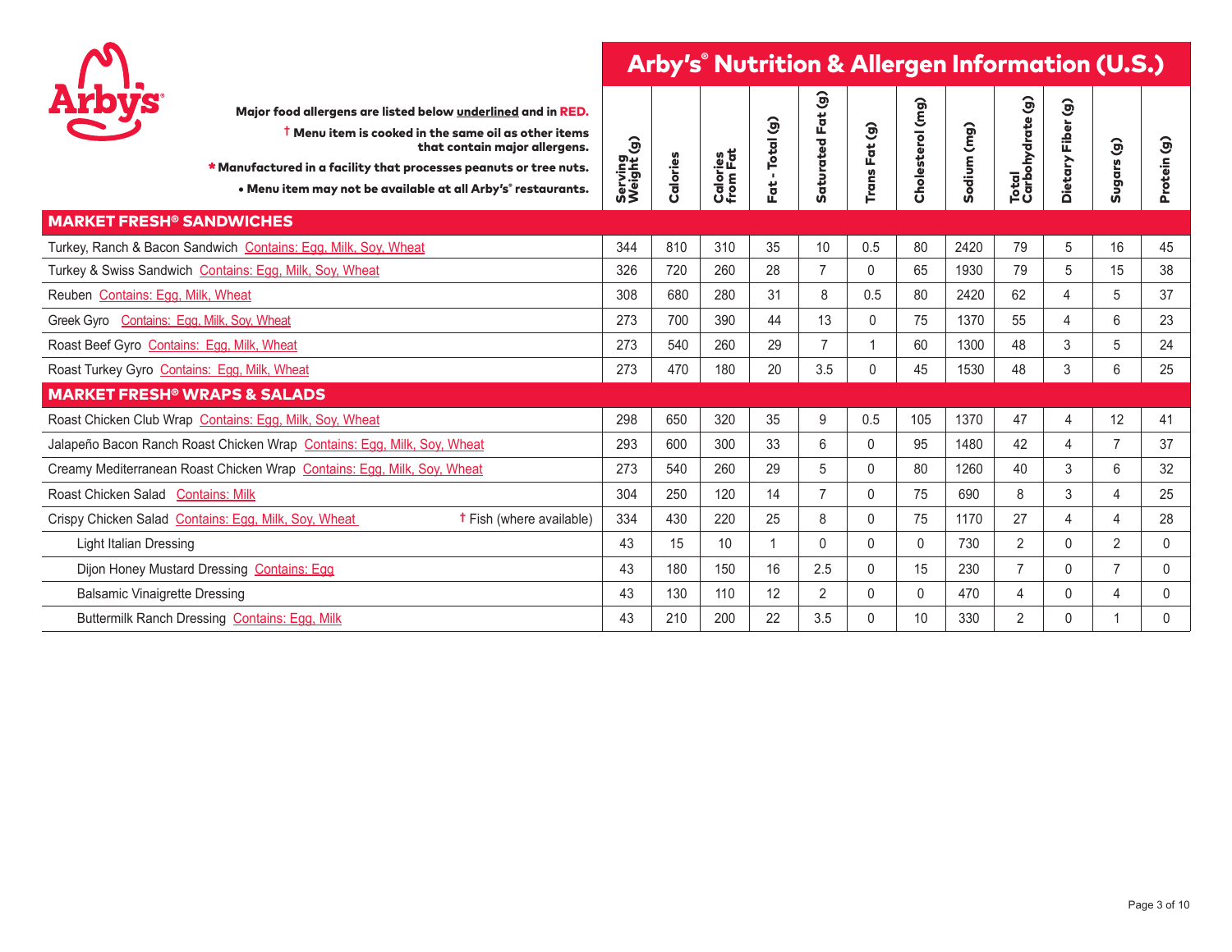# Arby's® Nutrition & Allergen Information (U.S.)

**Major food allergens are listed below underlined and in RED.**

**† Menu item is cooked in the same oil as other items that contain major allergens.**

*** Manufactured in a facility that processes peanuts or tree nuts.**

**• Menu item may not be available at all Arby's® restaurants.**

| | Serving Weight (g) | Calories | Calories from Fat | Fat - Total (g) | Saturated Fat (g) | Trans Fat (g) | Cholesterol (mg) | Sodium (mg) | Total Carbohydrate (g) | Dietary Fiber (g) | Sugars (g) | Protein (g) |
|---|---|---|---|---|---|---|---|---|---|---|---|---|
| **MARKET FRESH® SANDWICHES** | | | | | | | | | | | | |
| Turkey, Ranch & Bacon Sandwich Contains: Egg, Milk, Soy, Wheat | 344 | 810 | 310 | 35 | 10 | 0.5 | 80 | 2420 | 79 | 5 | 16 | 45 |
| Turkey & Swiss Sandwich Contains: Egg, Milk, Soy, Wheat | 326 | 720 | 260 | 28 | 7 | 0 | 65 | 1930 | 79 | 5 | 15 | 38 |
| Reuben Contains: Egg, Milk, Wheat | 308 | 680 | 280 | 31 | 8 | 0.5 | 80 | 2420 | 62 | 4 | 5 | 37 |
| Greek Gyro Contains: Egg, Milk, Soy, Wheat | 273 | 700 | 390 | 44 | 13 | 0 | 75 | 1370 | 55 | 4 | 6 | 23 |
| Roast Beef Gyro Contains: Egg, Milk, Wheat | 273 | 540 | 260 | 29 | 7 | 1 | 60 | 1300 | 48 | 3 | 5 | 24 |
| Roast Turkey Gyro Contains: Egg, Milk, Wheat | 273 | 470 | 180 | 20 | 3.5 | 0 | 45 | 1530 | 48 | 3 | 6 | 25 |
| **MARKET FRESH® WRAPS & SALADS** | | | | | | | | | | | | |
| Roast Chicken Club Wrap Contains: Egg, Milk, Soy, Wheat | 298 | 650 | 320 | 35 | 9 | 0.5 | 105 | 1370 | 47 | 4 | 12 | 41 |
| Jalapeño Bacon Ranch Roast Chicken Wrap Contains: Egg, Milk, Soy, Wheat | 293 | 600 | 300 | 33 | 6 | 0 | 95 | 1480 | 42 | 4 | 7 | 37 |
| Creamy Mediterranean Roast Chicken Wrap Contains: Egg, Milk, Soy, Wheat | 273 | 540 | 260 | 29 | 5 | 0 | 80 | 1260 | 40 | 3 | 6 | 32 |
| Roast Chicken Salad Contains: Milk | 304 | 250 | 120 | 14 | 7 | 0 | 75 | 690 | 8 | 3 | 4 | 25 |
| Crispy Chicken Salad Contains: Egg, Milk, Soy, Wheat † Fish (where available) | 334 | 430 | 220 | 25 | 8 | 0 | 75 | 1170 | 27 | 4 | 4 | 28 |
| Light Italian Dressing | 43 | 15 | 10 | 1 | 0 | 0 | 0 | 730 | 2 | 0 | 2 | 0 |
| Dijon Honey Mustard Dressing Contains: Egg | 43 | 180 | 150 | 16 | 2.5 | 0 | 15 | 230 | 7 | 0 | 7 | 0 |
| Balsamic Vinaigrette Dressing | 43 | 130 | 110 | 12 | 2 | 0 | 0 | 470 | 4 | 0 | 4 | 0 |
| Buttermilk Ranch Dressing Contains: Egg, Milk | 43 | 210 | 200 | 22 | 3.5 | 0 | 10 | 330 | 2 | 0 | 1 | 0 |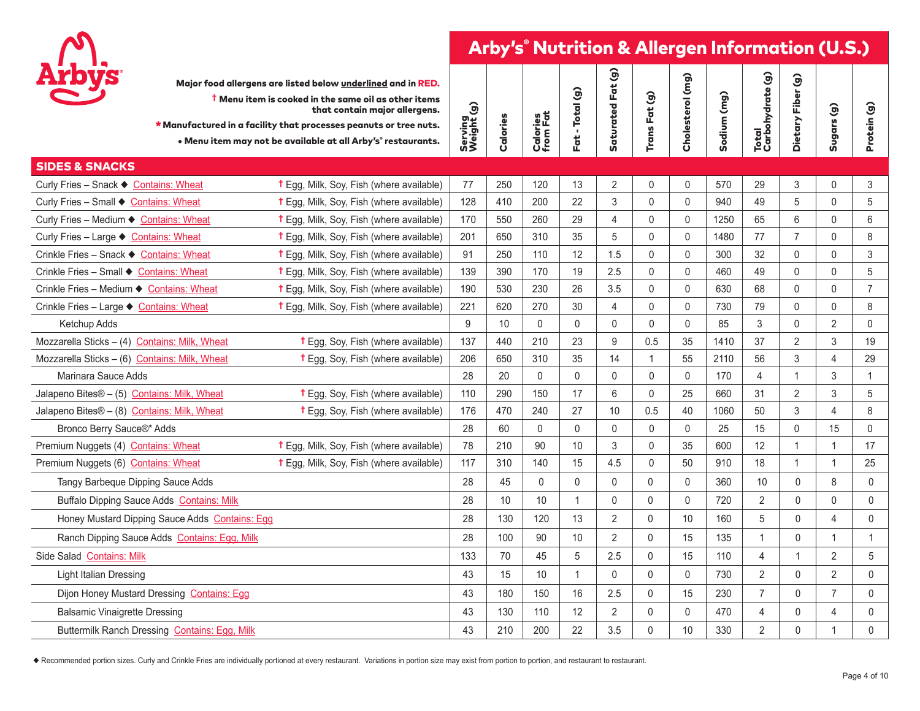# Arby's® Nutrition & Allergen Information (U.S.)

**Major food allergens are listed below underlined and in RED.**

† Menu item is cooked in the same oil as other items that contain major allergens.

\* Manufactured in a facility that processes peanuts or tree nuts.

• Menu item may not be available at all Arby's® restaurants.

| SIDES & SNACKS | | Serving Weight (g) | Calories | Calories from Fat | Fat - Total (g) | Saturated Fat (g) | Trans Fat (g) | Cholesterol (mg) | Sodium (mg) | Total Carbohydrate (g) | Dietary Fiber (g) | Sugars (g) | Protein (g) |
|---|---|---|---|---|---|---|---|---|---|---|---|---|---|
| Curly Fries – Snack ◆ Contains: Wheat | † Egg, Milk, Soy, Fish (where available) | 77 | 250 | 120 | 13 | 2 | 0 | 0 | 570 | 29 | 3 | 0 | 3 |
| Curly Fries – Small ◆ Contains: Wheat | † Egg, Milk, Soy, Fish (where available) | 128 | 410 | 200 | 22 | 3 | 0 | 0 | 940 | 49 | 5 | 0 | 5 |
| Curly Fries – Medium ◆ Contains: Wheat | † Egg, Milk, Soy, Fish (where available) | 170 | 550 | 260 | 29 | 4 | 0 | 0 | 1250 | 65 | 6 | 0 | 6 |
| Curly Fries – Large ◆ Contains: Wheat | † Egg, Milk, Soy, Fish (where available) | 201 | 650 | 310 | 35 | 5 | 0 | 0 | 1480 | 77 | 7 | 0 | 8 |
| Crinkle Fries – Snack ◆ Contains: Wheat | † Egg, Milk, Soy, Fish (where available) | 91 | 250 | 110 | 12 | 1.5 | 0 | 0 | 300 | 32 | 0 | 0 | 3 |
| Crinkle Fries – Small ◆ Contains: Wheat | † Egg, Milk, Soy, Fish (where available) | 139 | 390 | 170 | 19 | 2.5 | 0 | 0 | 460 | 49 | 0 | 0 | 5 |
| Crinkle Fries – Medium ◆ Contains: Wheat | † Egg, Milk, Soy, Fish (where available) | 190 | 530 | 230 | 26 | 3.5 | 0 | 0 | 630 | 68 | 0 | 0 | 7 |
| Crinkle Fries – Large ◆ Contains: Wheat | † Egg, Milk, Soy, Fish (where available) | 221 | 620 | 270 | 30 | 4 | 0 | 0 | 730 | 79 | 0 | 0 | 8 |
| Ketchup Adds | | 9 | 10 | 0 | 0 | 0 | 0 | 0 | 85 | 3 | 0 | 2 | 0 |
| Mozzarella Sticks – (4) Contains: Milk, Wheat | † Egg, Soy, Fish (where available) | 137 | 440 | 210 | 23 | 9 | 0.5 | 35 | 1410 | 37 | 2 | 3 | 19 |
| Mozzarella Sticks – (6) Contains: Milk, Wheat | † Egg, Soy, Fish (where available) | 206 | 650 | 310 | 35 | 14 | 1 | 55 | 2110 | 56 | 3 | 4 | 29 |
| Marinara Sauce Adds | | 28 | 20 | 0 | 0 | 0 | 0 | 0 | 170 | 4 | 1 | 3 | 1 |
| Jalapeno Bites® – (5) Contains: Milk, Wheat | † Egg, Soy, Fish (where available) | 110 | 290 | 150 | 17 | 6 | 0 | 25 | 660 | 31 | 2 | 3 | 5 |
| Jalapeno Bites® – (8) Contains: Milk, Wheat | † Egg, Soy, Fish (where available) | 176 | 470 | 240 | 27 | 10 | 0.5 | 40 | 1060 | 50 | 3 | 4 | 8 |
| Bronco Berry Sauce®* Adds | | 28 | 60 | 0 | 0 | 0 | 0 | 0 | 25 | 15 | 0 | 15 | 0 |
| Premium Nuggets (4) Contains: Wheat | † Egg, Milk, Soy, Fish (where available) | 78 | 210 | 90 | 10 | 3 | 0 | 35 | 600 | 12 | 1 | 1 | 17 |
| Premium Nuggets (6) Contains: Wheat | † Egg, Milk, Soy, Fish (where available) | 117 | 310 | 140 | 15 | 4.5 | 0 | 50 | 910 | 18 | 1 | 1 | 25 |
| Tangy Barbeque Dipping Sauce Adds | | 28 | 45 | 0 | 0 | 0 | 0 | 0 | 360 | 10 | 0 | 8 | 0 |
| Buffalo Dipping Sauce Adds Contains: Milk | | 28 | 10 | 10 | 1 | 0 | 0 | 0 | 720 | 2 | 0 | 0 | 0 |
| Honey Mustard Dipping Sauce Adds Contains: Egg | | 28 | 130 | 120 | 13 | 2 | 0 | 10 | 160 | 5 | 0 | 4 | 0 |
| Ranch Dipping Sauce Adds Contains: Egg, Milk | | 28 | 100 | 90 | 10 | 2 | 0 | 15 | 135 | 1 | 0 | 1 | 1 |
| Side Salad Contains: Milk | | 133 | 70 | 45 | 5 | 2.5 | 0 | 15 | 110 | 4 | 1 | 2 | 5 |
| Light Italian Dressing | | 43 | 15 | 10 | 1 | 0 | 0 | 0 | 730 | 2 | 0 | 2 | 0 |
| Dijon Honey Mustard Dressing Contains: Egg | | 43 | 180 | 150 | 16 | 2.5 | 0 | 15 | 230 | 7 | 0 | 7 | 0 |
| Balsamic Vinaigrette Dressing | | 43 | 130 | 110 | 12 | 2 | 0 | 0 | 470 | 4 | 0 | 4 | 0 |
| Buttermilk Ranch Dressing Contains: Egg, Milk | | 43 | 210 | 200 | 22 | 3.5 | 0 | 10 | 330 | 2 | 0 | 1 | 0 |

◆ Recommended portion sizes. Curly and Crinkle Fries are individually portioned at every restaurant. Variations in portion size may exist from portion to portion, and restaurant to restaurant.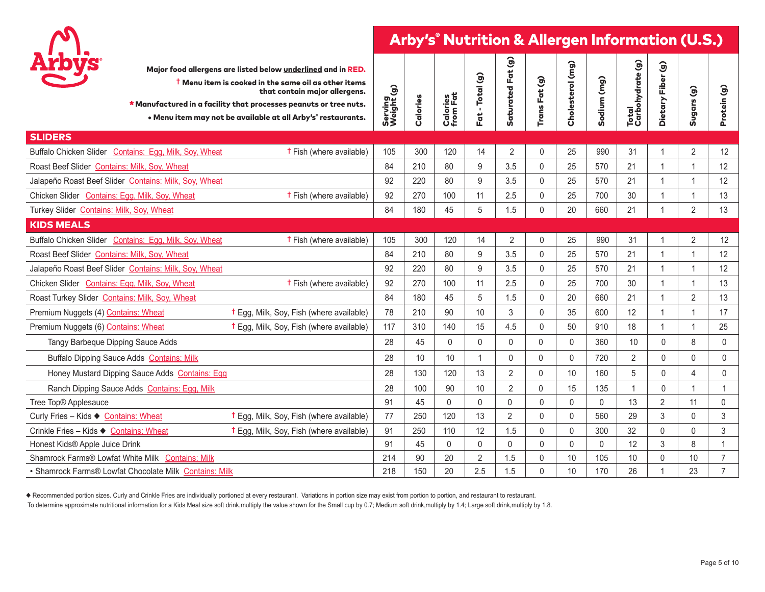# Arby's® Nutrition & Allergen Information (U.S.)

Major food allergens are listed below underlined and in RED.

† Menu item is cooked in the same oil as other items that contain major allergens.

* Manufactured in a facility that processes peanuts or tree nuts.

• Menu item may not be available at all Arby's® restaurants.

| Menu Item | Allergens | Cooked in Same Oil | Serving Weight (g) | Calories | Calories from Fat | Fat - Total (g) | Saturated Fat (g) | Trans Fat (g) | Cholesterol (mg) | Sodium (mg) | Total Carbohydrate (g) | Dietary Fiber (g) | Sugars (g) | Protein (g) |
|---|---|---|---|---|---|---|---|---|---|---|---|---|---|---|
| **SLIDERS** | | | | | | | | | | | | | | |
| Buffalo Chicken Slider | Contains: Egg, Milk, Soy, Wheat | † Fish (where available) | 105 | 300 | 120 | 14 | 2 | 0 | 25 | 990 | 31 | 1 | 2 | 12 |
| Roast Beef Slider | Contains: Milk, Soy, Wheat | | 84 | 210 | 80 | 9 | 3.5 | 0 | 25 | 570 | 21 | 1 | 1 | 12 |
| Jalapeño Roast Beef Slider | Contains: Milk, Soy, Wheat | | 92 | 220 | 80 | 9 | 3.5 | 0 | 25 | 570 | 21 | 1 | 1 | 12 |
| Chicken Slider | Contains: Egg, Milk, Soy, Wheat | † Fish (where available) | 92 | 270 | 100 | 11 | 2.5 | 0 | 25 | 700 | 30 | 1 | 1 | 13 |
| Turkey Slider | Contains: Milk, Soy, Wheat | | 84 | 180 | 45 | 5 | 1.5 | 0 | 20 | 660 | 21 | 1 | 2 | 13 |
| **KIDS MEALS** | | | | | | | | | | | | | | |
| Buffalo Chicken Slider | Contains: Egg, Milk, Soy, Wheat | † Fish (where available) | 105 | 300 | 120 | 14 | 2 | 0 | 25 | 990 | 31 | 1 | 2 | 12 |
| Roast Beef Slider | Contains: Milk, Soy, Wheat | | 84 | 210 | 80 | 9 | 3.5 | 0 | 25 | 570 | 21 | 1 | 1 | 12 |
| Jalapeño Roast Beef Slider | Contains: Milk, Soy, Wheat | | 92 | 220 | 80 | 9 | 3.5 | 0 | 25 | 570 | 21 | 1 | 1 | 12 |
| Chicken Slider | Contains: Egg, Milk, Soy, Wheat | † Fish (where available) | 92 | 270 | 100 | 11 | 2.5 | 0 | 25 | 700 | 30 | 1 | 1 | 13 |
| Roast Turkey Slider | Contains: Milk, Soy, Wheat | | 84 | 180 | 45 | 5 | 1.5 | 0 | 20 | 660 | 21 | 1 | 2 | 13 |
| Premium Nuggets (4) | Contains: Wheat | † Egg, Milk, Soy, Fish (where available) | 78 | 210 | 90 | 10 | 3 | 0 | 35 | 600 | 12 | 1 | 1 | 17 |
| Premium Nuggets (6) | Contains: Wheat | † Egg, Milk, Soy, Fish (where available) | 117 | 310 | 140 | 15 | 4.5 | 0 | 50 | 910 | 18 | 1 | 1 | 25 |
| Tangy Barbeque Dipping Sauce Adds | | | 28 | 45 | 0 | 0 | 0 | 0 | 0 | 360 | 10 | 0 | 8 | 0 |
| Buffalo Dipping Sauce Adds | Contains: Milk | | 28 | 10 | 10 | 1 | 0 | 0 | 0 | 720 | 2 | 0 | 0 | 0 |
| Honey Mustard Dipping Sauce Adds | Contains: Egg | | 28 | 130 | 120 | 13 | 2 | 0 | 10 | 160 | 5 | 0 | 4 | 0 |
| Ranch Dipping Sauce Adds | Contains: Egg, Milk | | 28 | 100 | 90 | 10 | 2 | 0 | 15 | 135 | 1 | 0 | 1 | 1 |
| Tree Top® Applesauce | | | 91 | 45 | 0 | 0 | 0 | 0 | 0 | 0 | 13 | 2 | 11 | 0 |
| Curly Fries – Kids ◆ | Contains: Wheat | † Egg, Milk, Soy, Fish (where available) | 77 | 250 | 120 | 13 | 2 | 0 | 0 | 560 | 29 | 3 | 0 | 3 |
| Crinkle Fries – Kids ◆ | Contains: Wheat | † Egg, Milk, Soy, Fish (where available) | 91 | 250 | 110 | 12 | 1.5 | 0 | 0 | 300 | 32 | 0 | 0 | 3 |
| Honest Kids® Apple Juice Drink | | | 91 | 45 | 0 | 0 | 0 | 0 | 0 | 0 | 12 | 3 | 8 | 1 |
| Shamrock Farms® Lowfat White Milk | Contains: Milk | | 214 | 90 | 20 | 2 | 1.5 | 0 | 10 | 105 | 10 | 0 | 10 | 7 |
| • Shamrock Farms® Lowfat Chocolate Milk | Contains: Milk | | 218 | 150 | 20 | 2.5 | 1.5 | 0 | 10 | 170 | 26 | 1 | 23 | 7 |

◆ Recommended portion sizes. Curly and Crinkle Fries are individually portioned at every restaurant. Variations in portion size may exist from portion to portion, and restaurant to restaurant.

To determine approximate nutritional information for a Kids Meal size soft drink,multiply the value shown for the Small cup by 0.7; Medium soft drink,multiply by 1.4; Large soft drink,multiply by 1.8.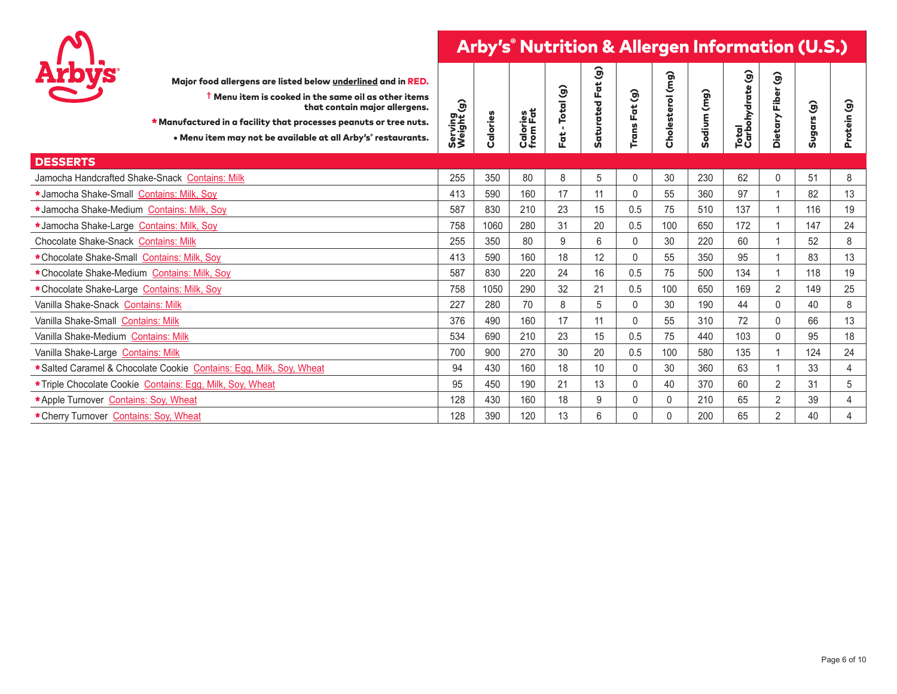# Arby's® Nutrition & Allergen Information (U.S.)

**Major food allergens are listed below underlined and in RED.**

**† Menu item is cooked in the same oil as other items that contain major allergens.**

**\* Manufactured in a facility that processes peanuts or tree nuts.**

**• Menu item may not be available at all Arby's® restaurants.**

| | Serving Weight (g) | Calories | Calories from Fat | Fat - Total (g) | Saturated Fat (g) | Trans Fat (g) | Cholesterol (mg) | Sodium (mg) | Total Carbohydrate (g) | Dietary Fiber (g) | Sugars (g) | Protein (g) |
|---|---|---|---|---|---|---|---|---|---|---|---|---|
| **DESSERTS** | | | | | | | | | | | | |
| Jamocha Handcrafted Shake-Snack Contains: Milk | 255 | 350 | 80 | 8 | 5 | 0 | 30 | 230 | 62 | 0 | 51 | 8 |
| * Jamocha Shake-Small Contains: Milk, Soy | 413 | 590 | 160 | 17 | 11 | 0 | 55 | 360 | 97 | 1 | 82 | 13 |
| * Jamocha Shake-Medium Contains: Milk, Soy | 587 | 830 | 210 | 23 | 15 | 0.5 | 75 | 510 | 137 | 1 | 116 | 19 |
| * Jamocha Shake-Large Contains: Milk, Soy | 758 | 1060 | 280 | 31 | 20 | 0.5 | 100 | 650 | 172 | 1 | 147 | 24 |
| Chocolate Shake-Snack Contains: Milk | 255 | 350 | 80 | 9 | 6 | 0 | 30 | 220 | 60 | 1 | 52 | 8 |
| * Chocolate Shake-Small Contains: Milk, Soy | 413 | 590 | 160 | 18 | 12 | 0 | 55 | 350 | 95 | 1 | 83 | 13 |
| * Chocolate Shake-Medium Contains: Milk, Soy | 587 | 830 | 220 | 24 | 16 | 0.5 | 75 | 500 | 134 | 1 | 118 | 19 |
| * Chocolate Shake-Large Contains: Milk, Soy | 758 | 1050 | 290 | 32 | 21 | 0.5 | 100 | 650 | 169 | 2 | 149 | 25 |
| Vanilla Shake-Snack Contains: Milk | 227 | 280 | 70 | 8 | 5 | 0 | 30 | 190 | 44 | 0 | 40 | 8 |
| Vanilla Shake-Small Contains: Milk | 376 | 490 | 160 | 17 | 11 | 0 | 55 | 310 | 72 | 0 | 66 | 13 |
| Vanilla Shake-Medium Contains: Milk | 534 | 690 | 210 | 23 | 15 | 0.5 | 75 | 440 | 103 | 0 | 95 | 18 |
| Vanilla Shake-Large Contains: Milk | 700 | 900 | 270 | 30 | 20 | 0.5 | 100 | 580 | 135 | 1 | 124 | 24 |
| * Salted Caramel & Chocolate Cookie Contains: Egg, Milk, Soy, Wheat | 94 | 430 | 160 | 18 | 10 | 0 | 30 | 360 | 63 | 1 | 33 | 4 |
| * Triple Chocolate Cookie Contains: Egg, Milk, Soy, Wheat | 95 | 450 | 190 | 21 | 13 | 0 | 40 | 370 | 60 | 2 | 31 | 5 |
| * Apple Turnover Contains: Soy, Wheat | 128 | 430 | 160 | 18 | 9 | 0 | 0 | 210 | 65 | 2 | 39 | 4 |
| * Cherry Turnover Contains: Soy, Wheat | 128 | 390 | 120 | 13 | 6 | 0 | 0 | 200 | 65 | 2 | 40 | 4 |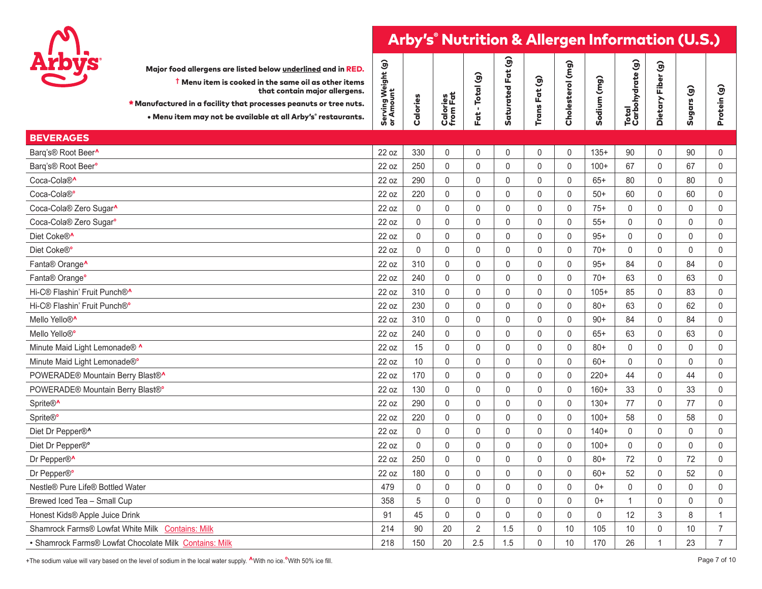# Arby's® Nutrition & Allergen Information (U.S.)

**Major food allergens are listed below underlined and in RED.**

**† Menu item is cooked in the same oil as other items that contain major allergens.**

*** Manufactured in a facility that processes peanuts or tree nuts.**

**• Menu item may not be available at all Arby's® restaurants.**

| | Serving Weight (g) or Amount | Calories | Calories from Fat | Fat - Total (g) | Saturated Fat (g) | Trans Fat (g) | Cholesterol (mg) | Sodium (mg) | Total Carbohydrate (g) | Dietary Fiber (g) | Sugars (g) | Protein (g) |
|---|---|---|---|---|---|---|---|---|---|---|---|---|
| **BEVERAGES** | | | | | | | | | | | | |
| Barq's® Root Beer^ | 22 oz | 330 | 0 | 0 | 0 | 0 | 0 | 135+ | 90 | 0 | 90 | 0 |
| Barq's® Root Beer° | 22 oz | 250 | 0 | 0 | 0 | 0 | 0 | 100+ | 67 | 0 | 67 | 0 |
| Coca-Cola®^ | 22 oz | 290 | 0 | 0 | 0 | 0 | 0 | 65+ | 80 | 0 | 80 | 0 |
| Coca-Cola®° | 22 oz | 220 | 0 | 0 | 0 | 0 | 0 | 50+ | 60 | 0 | 60 | 0 |
| Coca-Cola® Zero Sugar^ | 22 oz | 0 | 0 | 0 | 0 | 0 | 0 | 75+ | 0 | 0 | 0 | 0 |
| Coca-Cola® Zero Sugar° | 22 oz | 0 | 0 | 0 | 0 | 0 | 0 | 55+ | 0 | 0 | 0 | 0 |
| Diet Coke®^ | 22 oz | 0 | 0 | 0 | 0 | 0 | 0 | 95+ | 0 | 0 | 0 | 0 |
| Diet Coke®° | 22 oz | 0 | 0 | 0 | 0 | 0 | 0 | 70+ | 0 | 0 | 0 | 0 |
| Fanta® Orange^ | 22 oz | 310 | 0 | 0 | 0 | 0 | 0 | 95+ | 84 | 0 | 84 | 0 |
| Fanta® Orange° | 22 oz | 240 | 0 | 0 | 0 | 0 | 0 | 70+ | 63 | 0 | 63 | 0 |
| Hi-C® Flashin' Fruit Punch®^ | 22 oz | 310 | 0 | 0 | 0 | 0 | 0 | 105+ | 85 | 0 | 83 | 0 |
| Hi-C® Flashin' Fruit Punch®° | 22 oz | 230 | 0 | 0 | 0 | 0 | 0 | 80+ | 63 | 0 | 62 | 0 |
| Mello Yello®^ | 22 oz | 310 | 0 | 0 | 0 | 0 | 0 | 90+ | 84 | 0 | 84 | 0 |
| Mello Yello®° | 22 oz | 240 | 0 | 0 | 0 | 0 | 0 | 65+ | 63 | 0 | 63 | 0 |
| Minute Maid Light Lemonade® ^ | 22 oz | 15 | 0 | 0 | 0 | 0 | 0 | 80+ | 0 | 0 | 0 | 0 |
| Minute Maid Light Lemonade®° | 22 oz | 10 | 0 | 0 | 0 | 0 | 0 | 60+ | 0 | 0 | 0 | 0 |
| POWERADE® Mountain Berry Blast®^ | 22 oz | 170 | 0 | 0 | 0 | 0 | 0 | 220+ | 44 | 0 | 44 | 0 |
| POWERADE® Mountain Berry Blast®° | 22 oz | 130 | 0 | 0 | 0 | 0 | 0 | 160+ | 33 | 0 | 33 | 0 |
| Sprite®^ | 22 oz | 290 | 0 | 0 | 0 | 0 | 0 | 130+ | 77 | 0 | 77 | 0 |
| Sprite®° | 22 oz | 220 | 0 | 0 | 0 | 0 | 0 | 100+ | 58 | 0 | 58 | 0 |
| Diet Dr Pepper®^ | 22 oz | 0 | 0 | 0 | 0 | 0 | 0 | 140+ | 0 | 0 | 0 | 0 |
| Diet Dr Pepper®° | 22 oz | 0 | 0 | 0 | 0 | 0 | 0 | 100+ | 0 | 0 | 0 | 0 |
| Dr Pepper®^ | 22 oz | 250 | 0 | 0 | 0 | 0 | 0 | 80+ | 72 | 0 | 72 | 0 |
| Dr Pepper®° | 22 oz | 180 | 0 | 0 | 0 | 0 | 0 | 60+ | 52 | 0 | 52 | 0 |
| Nestle® Pure Life® Bottled Water | 479 | 0 | 0 | 0 | 0 | 0 | 0 | 0+ | 0 | 0 | 0 | 0 |
| Brewed Iced Tea – Small Cup | 358 | 5 | 0 | 0 | 0 | 0 | 0 | 0+ | 1 | 0 | 0 | 0 |
| Honest Kids® Apple Juice Drink | 91 | 45 | 0 | 0 | 0 | 0 | 0 | 0 | 12 | 3 | 8 | 1 |
| Shamrock Farms® Lowfat White Milk Contains: Milk | 214 | 90 | 20 | 2 | 1.5 | 0 | 10 | 105 | 10 | 0 | 10 | 7 |
| • Shamrock Farms® Lowfat Chocolate Milk Contains: Milk | 218 | 150 | 20 | 2.5 | 1.5 | 0 | 10 | 170 | 26 | 1 | 23 | 7 |

+The sodium value will vary based on the level of sodium in the local water supply. ^With no ice. °With 50% ice fill.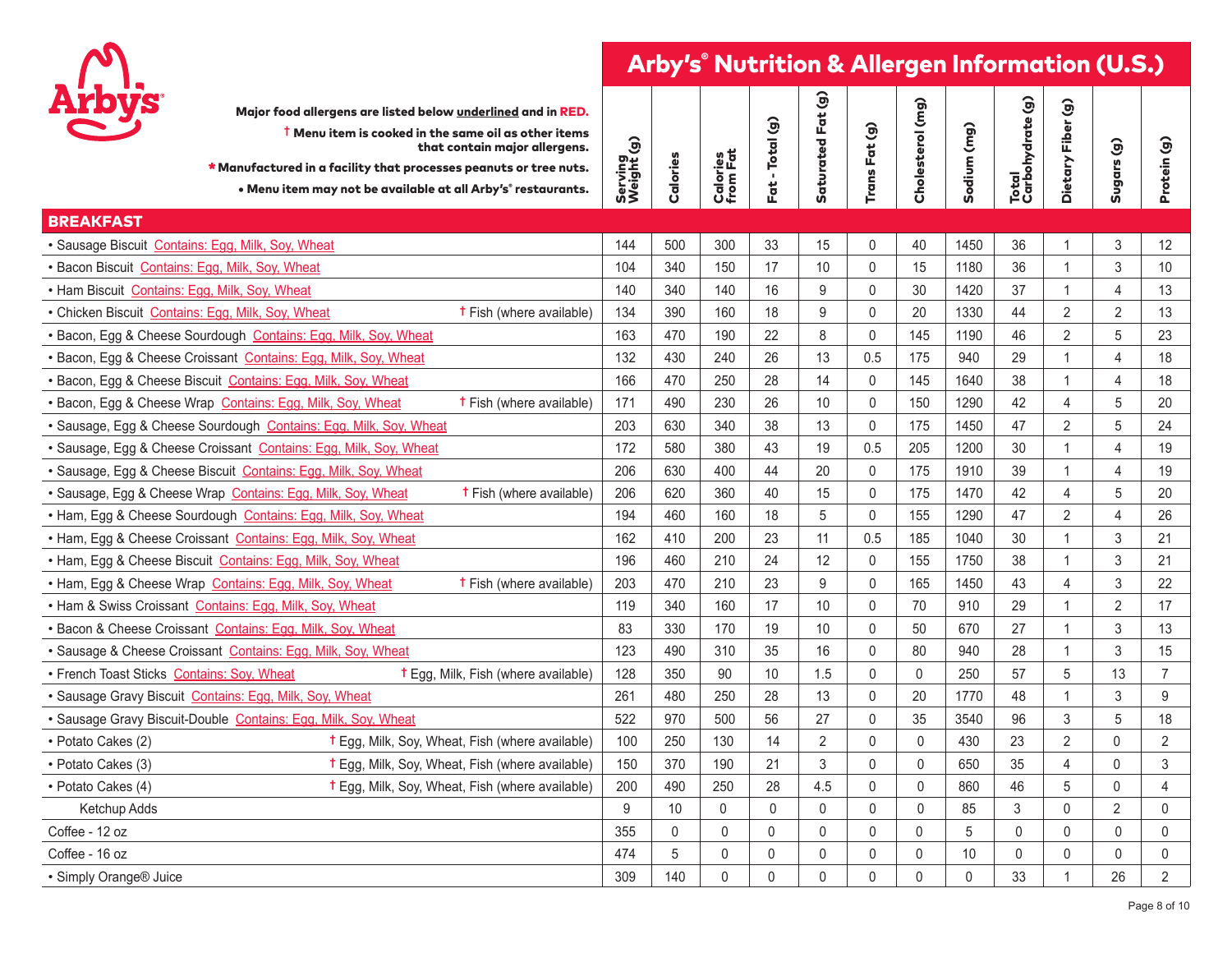# Arby's® Nutrition & Allergen Information (U.S.)

**Major food allergens are listed below underlined and in RED.**

**† Menu item is cooked in the same oil as other items that contain major allergens.**

*** Manufactured in a facility that processes peanuts or tree nuts.**

**• Menu item may not be available at all Arby's® restaurants.**

| | Serving Weight (g) | Calories | Calories from Fat | Fat - Total (g) | Saturated Fat (g) | Trans Fat (g) | Cholesterol (mg) | Sodium (mg) | Total Carbohydrate (g) | Dietary Fiber (g) | Sugars (g) | Protein (g) |
|---|---|---|---|---|---|---|---|---|---|---|---|---|
| **BREAKFAST** | | | | | | | | | | | | |
| • Sausage Biscuit Contains: Egg, Milk, Soy, Wheat | 144 | 500 | 300 | 33 | 15 | 0 | 40 | 1450 | 36 | 1 | 3 | 12 |
| • Bacon Biscuit Contains: Egg, Milk, Soy, Wheat | 104 | 340 | 150 | 17 | 10 | 0 | 15 | 1180 | 36 | 1 | 3 | 10 |
| • Ham Biscuit Contains: Egg, Milk, Soy, Wheat | 140 | 340 | 140 | 16 | 9 | 0 | 30 | 1420 | 37 | 1 | 4 | 13 |
| • Chicken Biscuit Contains: Egg, Milk, Soy, Wheat † Fish (where available) | 134 | 390 | 160 | 18 | 9 | 0 | 20 | 1330 | 44 | 2 | 2 | 13 |
| • Bacon, Egg & Cheese Sourdough Contains: Egg, Milk, Soy, Wheat | 163 | 470 | 190 | 22 | 8 | 0 | 145 | 1190 | 46 | 2 | 5 | 23 |
| • Bacon, Egg & Cheese Croissant Contains: Egg, Milk, Soy, Wheat | 132 | 430 | 240 | 26 | 13 | 0.5 | 175 | 940 | 29 | 1 | 4 | 18 |
| • Bacon, Egg & Cheese Biscuit Contains: Egg, Milk, Soy, Wheat | 166 | 470 | 250 | 28 | 14 | 0 | 145 | 1640 | 38 | 1 | 4 | 18 |
| • Bacon, Egg & Cheese Wrap Contains: Egg, Milk, Soy, Wheat † Fish (where available) | 171 | 490 | 230 | 26 | 10 | 0 | 150 | 1290 | 42 | 4 | 5 | 20 |
| • Sausage, Egg & Cheese Sourdough Contains: Egg, Milk, Soy, Wheat | 203 | 630 | 340 | 38 | 13 | 0 | 175 | 1450 | 47 | 2 | 5 | 24 |
| • Sausage, Egg & Cheese Croissant Contains: Egg, Milk, Soy, Wheat | 172 | 580 | 380 | 43 | 19 | 0.5 | 205 | 1200 | 30 | 1 | 4 | 19 |
| • Sausage, Egg & Cheese Biscuit Contains: Egg, Milk, Soy, Wheat | 206 | 630 | 400 | 44 | 20 | 0 | 175 | 1910 | 39 | 1 | 4 | 19 |
| • Sausage, Egg & Cheese Wrap Contains: Egg, Milk, Soy, Wheat † Fish (where available) | 206 | 620 | 360 | 40 | 15 | 0 | 175 | 1470 | 42 | 4 | 5 | 20 |
| • Ham, Egg & Cheese Sourdough Contains: Egg, Milk, Soy, Wheat | 194 | 460 | 160 | 18 | 5 | 0 | 155 | 1290 | 47 | 2 | 4 | 26 |
| • Ham, Egg & Cheese Croissant Contains: Egg, Milk, Soy, Wheat | 162 | 410 | 200 | 23 | 11 | 0.5 | 185 | 1040 | 30 | 1 | 3 | 21 |
| • Ham, Egg & Cheese Biscuit Contains: Egg, Milk, Soy, Wheat | 196 | 460 | 210 | 24 | 12 | 0 | 155 | 1750 | 38 | 1 | 3 | 21 |
| • Ham, Egg & Cheese Wrap Contains: Egg, Milk, Soy, Wheat † Fish (where available) | 203 | 470 | 210 | 23 | 9 | 0 | 165 | 1450 | 43 | 4 | 3 | 22 |
| • Ham & Swiss Croissant Contains: Egg, Milk, Soy, Wheat | 119 | 340 | 160 | 17 | 10 | 0 | 70 | 910 | 29 | 1 | 2 | 17 |
| • Bacon & Cheese Croissant Contains: Egg, Milk, Soy, Wheat | 83 | 330 | 170 | 19 | 10 | 0 | 50 | 670 | 27 | 1 | 3 | 13 |
| • Sausage & Cheese Croissant Contains: Egg, Milk, Soy, Wheat | 123 | 490 | 310 | 35 | 16 | 0 | 80 | 940 | 28 | 1 | 3 | 15 |
| • French Toast Sticks Contains: Soy, Wheat † Egg, Milk, Fish (where available) | 128 | 350 | 90 | 10 | 1.5 | 0 | 0 | 250 | 57 | 5 | 13 | 7 |
| • Sausage Gravy Biscuit Contains: Egg, Milk, Soy, Wheat | 261 | 480 | 250 | 28 | 13 | 0 | 20 | 1770 | 48 | 1 | 3 | 9 |
| • Sausage Gravy Biscuit-Double Contains: Egg, Milk, Soy, Wheat | 522 | 970 | 500 | 56 | 27 | 0 | 35 | 3540 | 96 | 3 | 5 | 18 |
| • Potato Cakes (2) † Egg, Milk, Soy, Wheat, Fish (where available) | 100 | 250 | 130 | 14 | 2 | 0 | 0 | 430 | 23 | 2 | 0 | 2 |
| • Potato Cakes (3) † Egg, Milk, Soy, Wheat, Fish (where available) | 150 | 370 | 190 | 21 | 3 | 0 | 0 | 650 | 35 | 4 | 0 | 3 |
| • Potato Cakes (4) † Egg, Milk, Soy, Wheat, Fish (where available) | 200 | 490 | 250 | 28 | 4.5 | 0 | 0 | 860 | 46 | 5 | 0 | 4 |
| Ketchup Adds | 9 | 10 | 0 | 0 | 0 | 0 | 0 | 85 | 3 | 0 | 2 | 0 |
| Coffee - 12 oz | 355 | 0 | 0 | 0 | 0 | 0 | 0 | 5 | 0 | 0 | 0 | 0 |
| Coffee - 16 oz | 474 | 5 | 0 | 0 | 0 | 0 | 0 | 10 | 0 | 0 | 0 | 0 |
| • Simply Orange® Juice | 309 | 140 | 0 | 0 | 0 | 0 | 0 | 0 | 33 | 1 | 26 | 2 |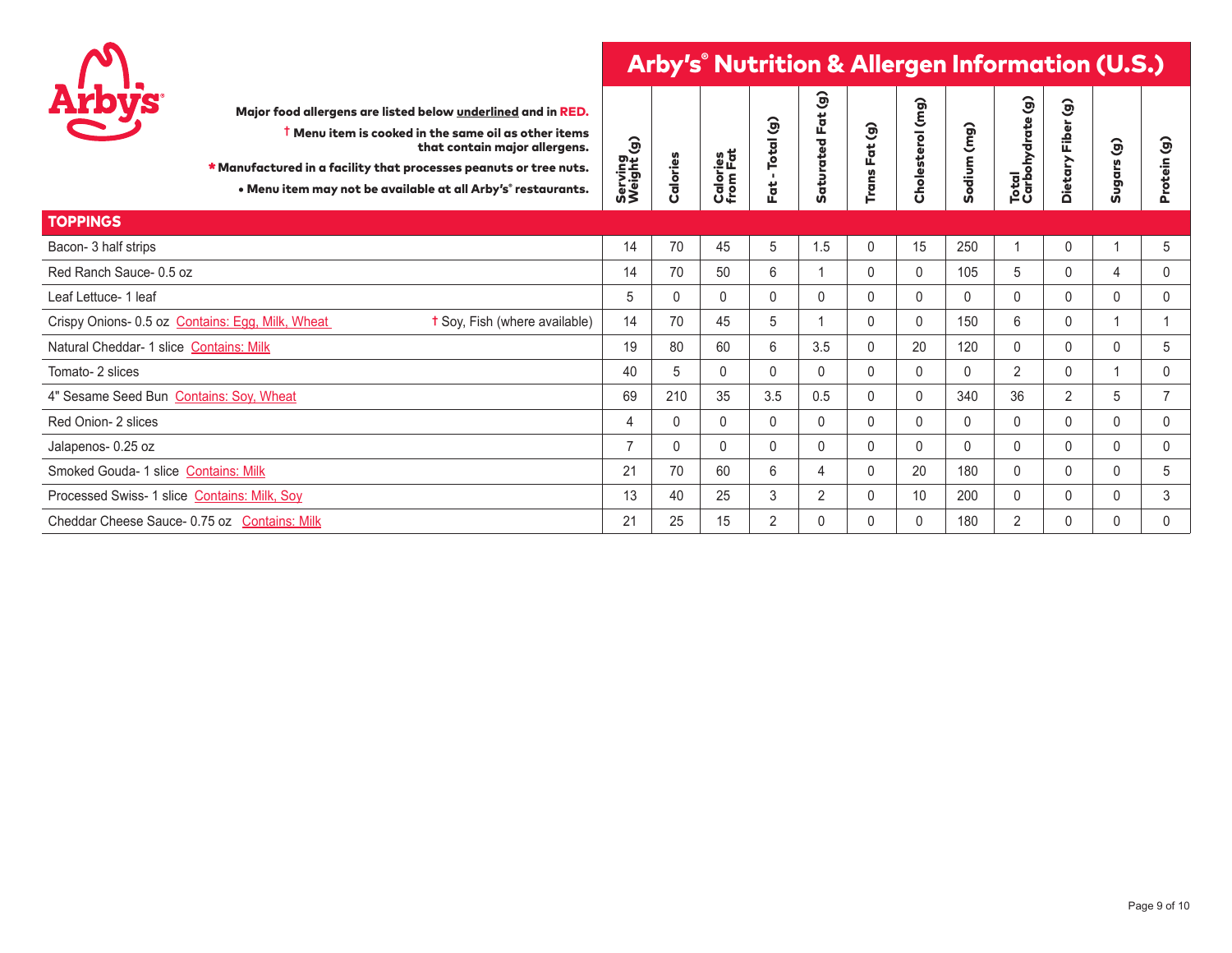# Arby's® Nutrition & Allergen Information (U.S.)

**Major food allergens are listed below underlined and in RED.**

**† Menu item is cooked in the same oil as other items that contain major allergens.**

**\* Manufactured in a facility that processes peanuts or tree nuts.**

**• Menu item may not be available at all Arby's® restaurants.**

| | Serving Weight (g) | Calories | Calories from Fat | Fat - Total (g) | Saturated Fat (g) | Trans Fat (g) | Cholesterol (mg) | Sodium (mg) | Total Carbohydrate (g) | Dietary Fiber (g) | Sugars (g) | Protein (g) |
|---|---|---|---|---|---|---|---|---|---|---|---|---|
| **TOPPINGS** | | | | | | | | | | | | |
| Bacon- 3 half strips | 14 | 70 | 45 | 5 | 1.5 | 0 | 15 | 250 | 1 | 0 | 1 | 5 |
| Red Ranch Sauce- 0.5 oz | 14 | 70 | 50 | 6 | 1 | 0 | 0 | 105 | 5 | 0 | 4 | 0 |
| Leaf Lettuce- 1 leaf | 5 | 0 | 0 | 0 | 0 | 0 | 0 | 0 | 0 | 0 | 0 | 0 |
| Crispy Onions- 0.5 oz Contains: Egg, Milk, Wheat † Soy, Fish (where available) | 14 | 70 | 45 | 5 | 1 | 0 | 0 | 150 | 6 | 0 | 1 | 1 |
| Natural Cheddar- 1 slice Contains: Milk | 19 | 80 | 60 | 6 | 3.5 | 0 | 20 | 120 | 0 | 0 | 0 | 5 |
| Tomato- 2 slices | 40 | 5 | 0 | 0 | 0 | 0 | 0 | 0 | 2 | 0 | 1 | 0 |
| 4" Sesame Seed Bun Contains: Soy, Wheat | 69 | 210 | 35 | 3.5 | 0.5 | 0 | 0 | 340 | 36 | 2 | 5 | 7 |
| Red Onion- 2 slices | 4 | 0 | 0 | 0 | 0 | 0 | 0 | 0 | 0 | 0 | 0 | 0 |
| Jalapenos- 0.25 oz | 7 | 0 | 0 | 0 | 0 | 0 | 0 | 0 | 0 | 0 | 0 | 0 |
| Smoked Gouda- 1 slice Contains: Milk | 21 | 70 | 60 | 6 | 4 | 0 | 20 | 180 | 0 | 0 | 0 | 5 |
| Processed Swiss- 1 slice Contains: Milk, Soy | 13 | 40 | 25 | 3 | 2 | 0 | 10 | 200 | 0 | 0 | 0 | 3 |
| Cheddar Cheese Sauce- 0.75 oz Contains: Milk | 21 | 25 | 15 | 2 | 0 | 0 | 0 | 180 | 2 | 0 | 0 | 0 |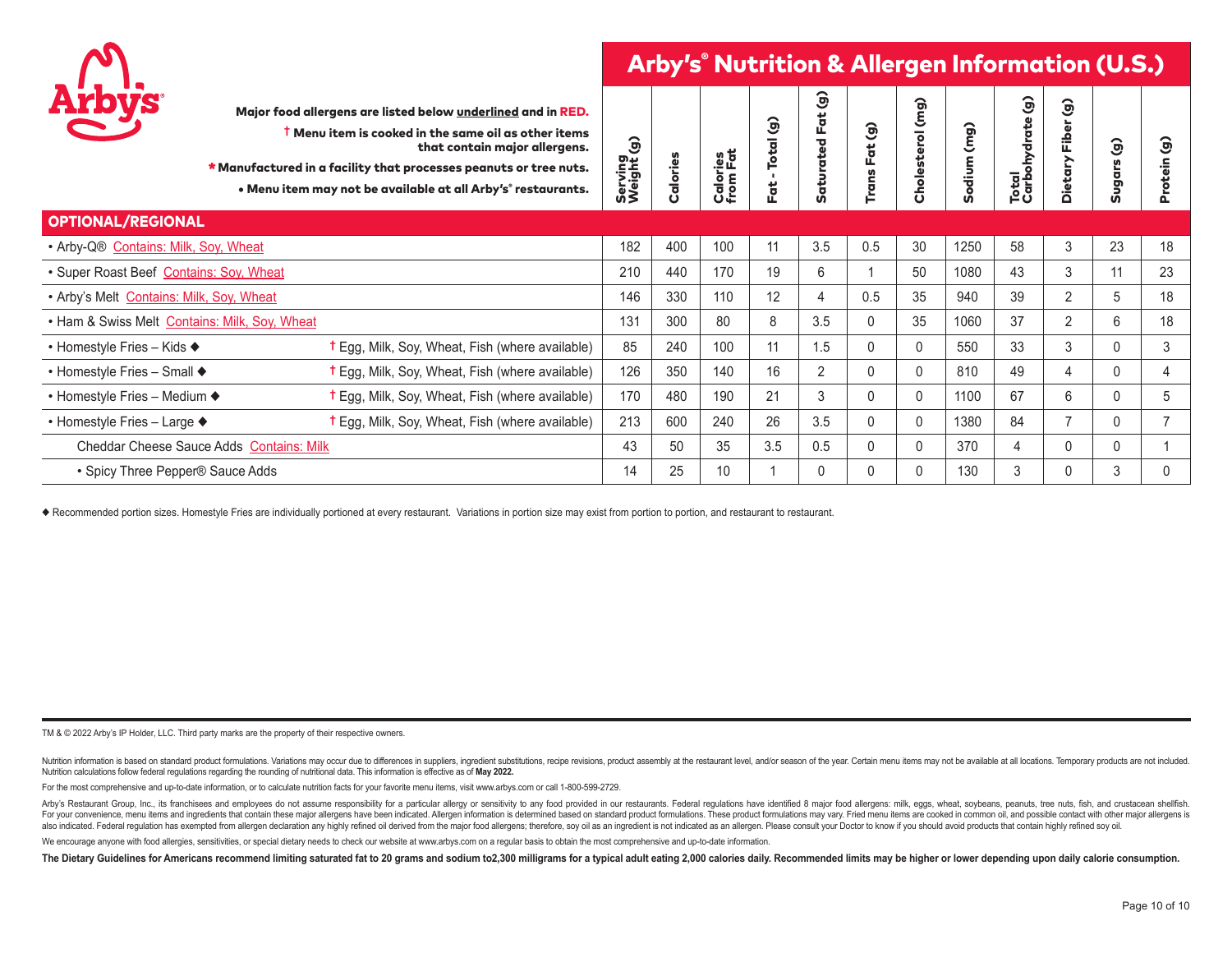# Arby's® Nutrition & Allergen Information (U.S.)

**Major food allergens are listed below underlined and in RED.**

**† Menu item is cooked in the same oil as other items that contain major allergens.**

*** Manufactured in a facility that processes peanuts or tree nuts.**

**• Menu item may not be available at all Arby's® restaurants.**

| | Serving Weight (g) | Calories | Calories from Fat | Fat - Total (g) | Saturated Fat (g) | Trans Fat (g) | Cholesterol (mg) | Sodium (mg) | Total Carbohydrate (g) | Dietary Fiber (g) | Sugars (g) | Protein (g) |
|---|---|---|---|---|---|---|---|---|---|---|---|---|
| **OPTIONAL/REGIONAL** | | | | | | | | | | | | |
| • Arby-Q® Contains: Milk, Soy, Wheat | 182 | 400 | 100 | 11 | 3.5 | 0.5 | 30 | 1250 | 58 | 3 | 23 | 18 |
| • Super Roast Beef Contains: Soy, Wheat | 210 | 440 | 170 | 19 | 6 | 1 | 50 | 1080 | 43 | 3 | 11 | 23 |
| • Arby's Melt Contains: Milk, Soy, Wheat | 146 | 330 | 110 | 12 | 4 | 0.5 | 35 | 940 | 39 | 2 | 5 | 18 |
| • Ham & Swiss Melt Contains: Milk, Soy, Wheat | 131 | 300 | 80 | 8 | 3.5 | 0 | 35 | 1060 | 37 | 2 | 6 | 18 |
| • Homestyle Fries – Kids ◆ † Egg, Milk, Soy, Wheat, Fish (where available) | 85 | 240 | 100 | 11 | 1.5 | 0 | 0 | 550 | 33 | 3 | 0 | 3 |
| • Homestyle Fries – Small ◆ † Egg, Milk, Soy, Wheat, Fish (where available) | 126 | 350 | 140 | 16 | 2 | 0 | 0 | 810 | 49 | 4 | 0 | 4 |
| • Homestyle Fries – Medium ◆ † Egg, Milk, Soy, Wheat, Fish (where available) | 170 | 480 | 190 | 21 | 3 | 0 | 0 | 1100 | 67 | 6 | 0 | 5 |
| • Homestyle Fries – Large ◆ † Egg, Milk, Soy, Wheat, Fish (where available) | 213 | 600 | 240 | 26 | 3.5 | 0 | 0 | 1380 | 84 | 7 | 0 | 7 |
| Cheddar Cheese Sauce Adds Contains: Milk | 43 | 50 | 35 | 3.5 | 0.5 | 0 | 0 | 370 | 4 | 0 | 0 | 1 |
| • Spicy Three Pepper® Sauce Adds | 14 | 25 | 10 | 1 | 0 | 0 | 0 | 130 | 3 | 0 | 3 | 0 |

◆ Recommended portion sizes. Homestyle Fries are individually portioned at every restaurant. Variations in portion size may exist from portion to portion, and restaurant to restaurant.

TM & © 2022 Arby's IP Holder, LLC. Third party marks are the property of their respective owners.

Nutrition information is based on standard product formulations. Variations may occur due to differences in suppliers, ingredient substitutions, recipe revisions, product assembly at the restaurant level, and/or season of the year. Certain menu items may not be available at all locations. Temporary products are not included. Nutrition calculations follow federal regulations regarding the rounding of nutritional data. This information is effective as of **May 2022.**

For the most comprehensive and up-to-date information, or to calculate nutrition facts for your favorite menu items, visit www.arbys.com or call 1-800-599-2729.

Arby's Restaurant Group, Inc., its franchisees and employees do not assume responsibility for a particular allergy or sensitivity to any food provided in our restaurants. Federal regulations have identified 8 major food allergens: milk, eggs, wheat, soybeans, peanuts, tree nuts, fish, and crustacean shellfish. For your convenience, menu items and ingredients that contain these major allergens have been indicated. Allergen information is determined based on standard product formulations. These product formulations may vary. Fried menu items are cooked in common oil, and possible contact with other major allergens is also indicated. Federal regulation has exempted from allergen declaration any highly refined oil derived from the major food allergens; therefore, soy oil as an ingredient is not indicated as an allergen. Please consult your Doctor to know if you should avoid products that contain highly refined soy oil.

We encourage anyone with food allergies, sensitivities, or special dietary needs to check our website at www.arbys.com on a regular basis to obtain the most comprehensive and up-to-date information.

**The Dietary Guidelines for Americans recommend limiting saturated fat to 20 grams and sodium to2,300 milligrams for a typical adult eating 2,000 calories daily. Recommended limits may be higher or lower depending upon daily calorie consumption.**